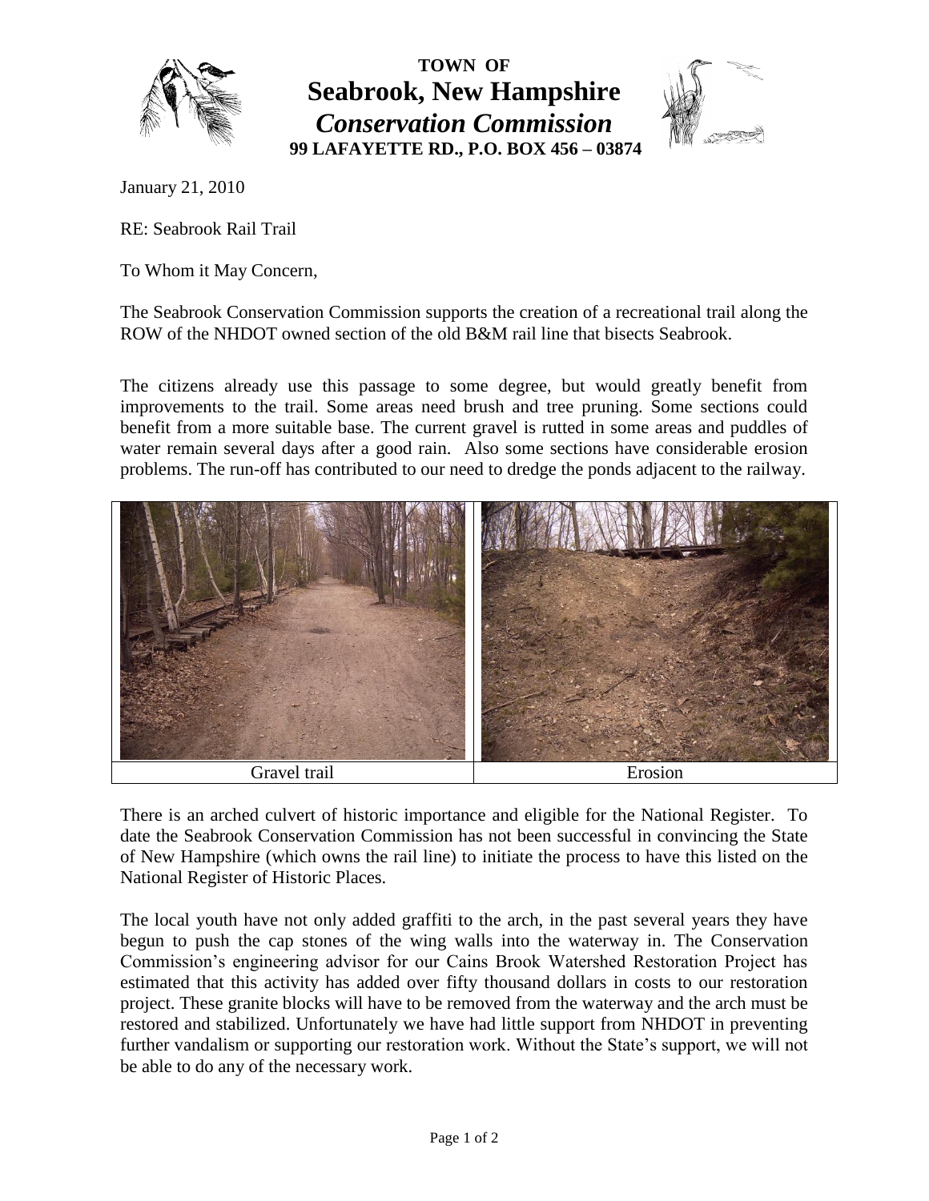**TOWN OF**

# Seabrook, New Hampshire

## *Conservation Commission*

**99 LAFAYETTE RD., P.O. BOX 456 – 03874**

January 21, 2010

RE: Seabrook Rail Trail

To Whom it May Concern,

The Seabrook Conservation Commission supports the creation of a recreational trail along the ROW of the NHDOT owned section of the old B&M rail line that bisects Seabrook.

The citizens already use this passage to some degree, but would greatly benefit from improvements to the trail. Some areas need brush and tree pruning. Some sections could benefit from a more suitable base. The current gravel is rutted in some areas and puddles of water remain several days after a good rain. Also some sections have considerable erosion problems. The run-off has contributed to our need to dredge the ponds adjacent to the railway.

| Gravel trail | Erosion |
|---|---|

There is an arched culvert of historic importance and eligible for the National Register. To date the Seabrook Conservation Commission has not been successful in convincing the State of New Hampshire (which owns the rail line) to initiate the process to have this listed on the National Register of Historic Places.

The local youth have not only added graffiti to the arch, in the past several years they have begun to push the cap stones of the wing walls into the waterway in. The Conservation Commission's engineering advisor for our Cains Brook Watershed Restoration Project has estimated that this activity has added over fifty thousand dollars in costs to our restoration project. These granite blocks will have to be removed from the waterway and the arch must be restored and stabilized. Unfortunately we have had little support from NHDOT in preventing further vandalism or supporting our restoration work. Without the State's support, we will not be able to do any of the necessary work.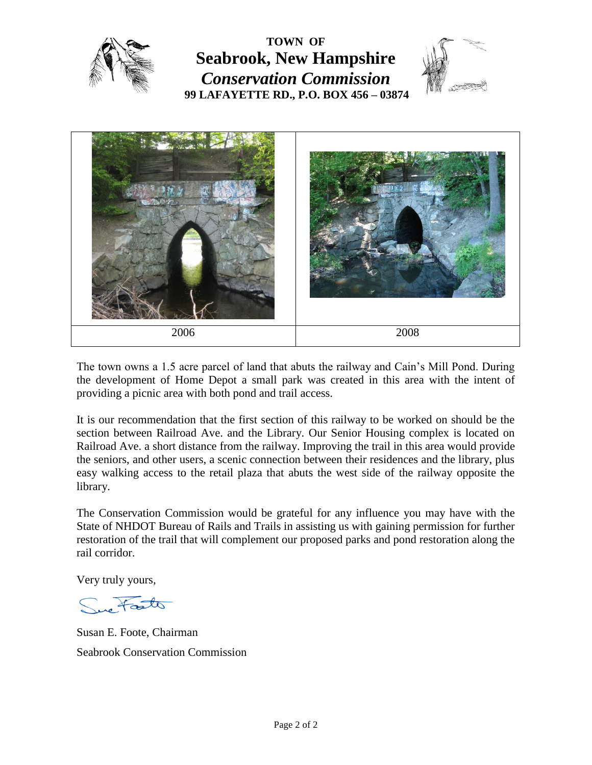**TOWN OF**

# Seabrook, New Hampshire

## *Conservation Commission*

**99 LAFAYETTE RD., P.O. BOX 456 – 03874**

| | |
|---|---|
| 2006 | 2008 |

The town owns a 1.5 acre parcel of land that abuts the railway and Cain's Mill Pond. During the development of Home Depot a small park was created in this area with the intent of providing a picnic area with both pond and trail access.

It is our recommendation that the first section of this railway to be worked on should be the section between Railroad Ave. and the Library. Our Senior Housing complex is located on Railroad Ave. a short distance from the railway. Improving the trail in this area would provide the seniors, and other users, a scenic connection between their residences and the library, plus easy walking access to the retail plaza that abuts the west side of the railway opposite the library.

The Conservation Commission would be grateful for any influence you may have with the State of NHDOT Bureau of Rails and Trails in assisting us with gaining permission for further restoration of the trail that will complement our proposed parks and pond restoration along the rail corridor.

Very truly yours,

Sue Foote

Susan E. Foote, Chairman

Seabrook Conservation Commission